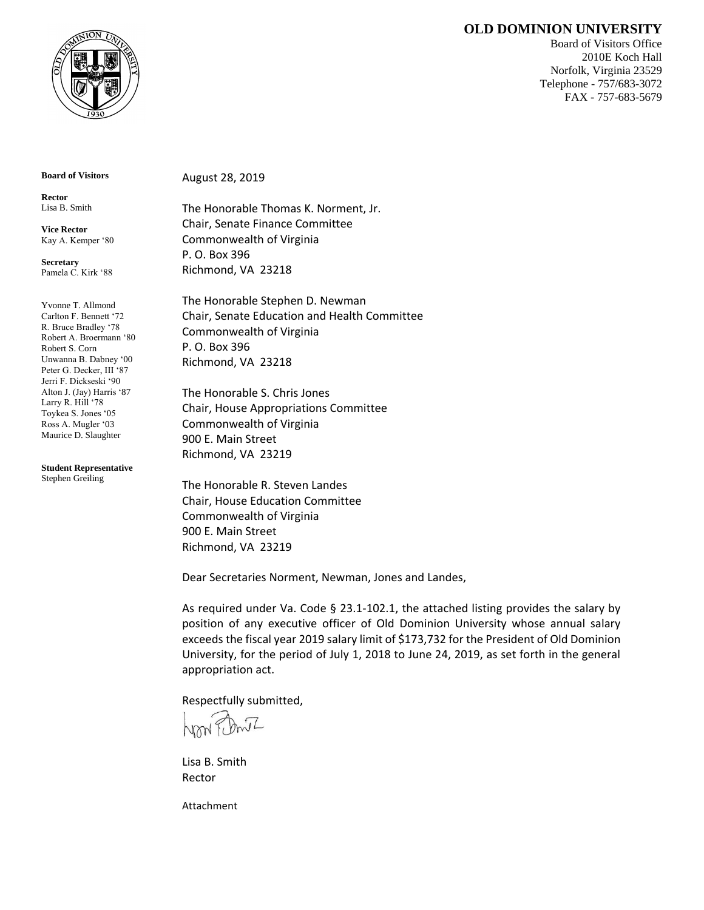**OLD DOMINION UNIVERSITY**

Board of Visitors Office
2010E Koch Hall
Norfolk, Virginia 23529
Telephone - 757/683-3072
FAX - 757-683-5679

**Board of Visitors**

**Rector**
Lisa B. Smith

**Vice Rector**
Kay A. Kemper '80

**Secretary**
Pamela C. Kirk '88

Yvonne T. Allmond
Carlton F. Bennett '72
R. Bruce Bradley '78
Robert A. Broermann '80
Robert S. Corn
Unwanna B. Dabney '00
Peter G. Decker, III '87
Jerri F. Dickseski '90
Alton J. (Jay) Harris '87
Larry R. Hill '78
Toykea S. Jones '05
Ross A. Mugler '03
Maurice D. Slaughter

**Student Representative**
Stephen Greiling

August 28, 2019

The Honorable Thomas K. Norment, Jr.
Chair, Senate Finance Committee
Commonwealth of Virginia
P. O. Box 396
Richmond, VA 23218

The Honorable Stephen D. Newman
Chair, Senate Education and Health Committee
Commonwealth of Virginia
P. O. Box 396
Richmond, VA 23218

The Honorable S. Chris Jones
Chair, House Appropriations Committee
Commonwealth of Virginia
900 E. Main Street
Richmond, VA 23219

The Honorable R. Steven Landes
Chair, House Education Committee
Commonwealth of Virginia
900 E. Main Street
Richmond, VA 23219

Dear Secretaries Norment, Newman, Jones and Landes,

As required under Va. Code § 23.1-102.1, the attached listing provides the salary by position of any executive officer of Old Dominion University whose annual salary exceeds the fiscal year 2019 salary limit of $173,732 for the President of Old Dominion University, for the period of July 1, 2018 to June 24, 2019, as set forth in the general appropriation act.

Respectfully submitted,

Lisa B. Smith
Rector

Attachment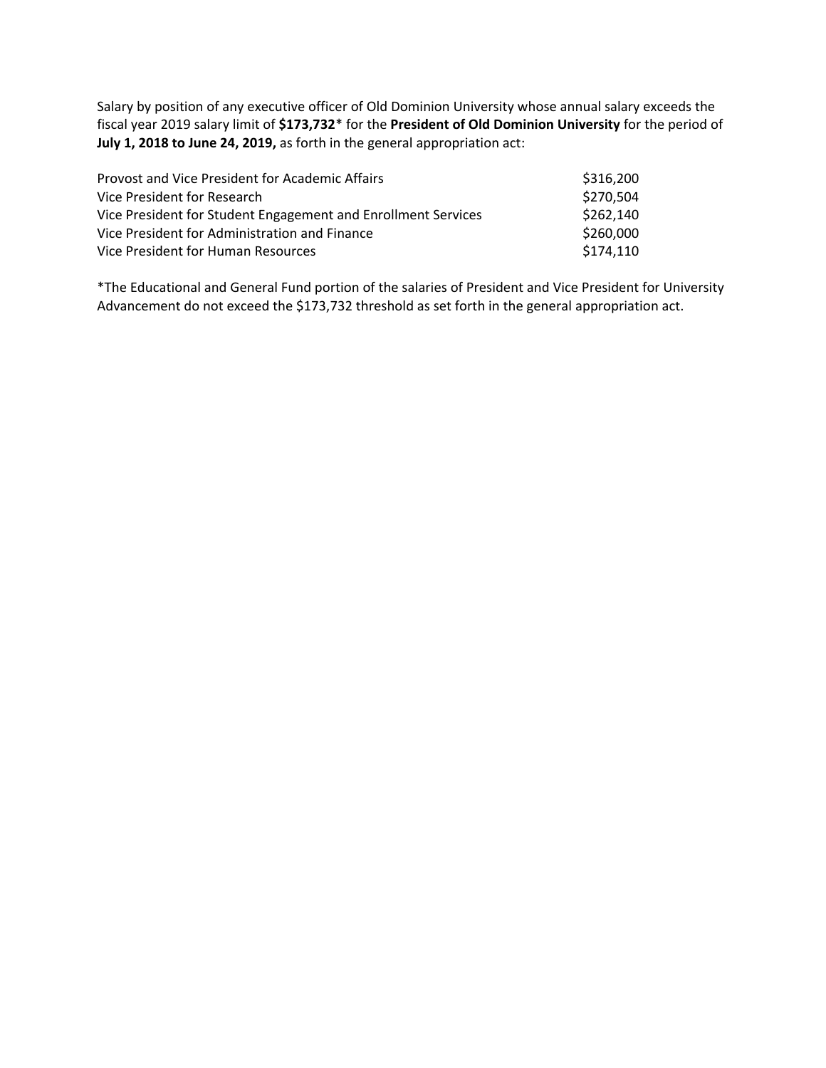Salary by position of any executive officer of Old Dominion University whose annual salary exceeds the fiscal year 2019 salary limit of **$173,732*** for the **President of Old Dominion University** for the period of **July 1, 2018 to June 24, 2019,** as forth in the general appropriation act:

| | |
|---|---|
| Provost and Vice President for Academic Affairs | $316,200 |
| Vice President for Research | $270,504 |
| Vice President for Student Engagement and Enrollment Services | $262,140 |
| Vice President for Administration and Finance | $260,000 |
| Vice President for Human Resources | $174,110 |

*The Educational and General Fund portion of the salaries of President and Vice President for University Advancement do not exceed the $173,732 threshold as set forth in the general appropriation act.